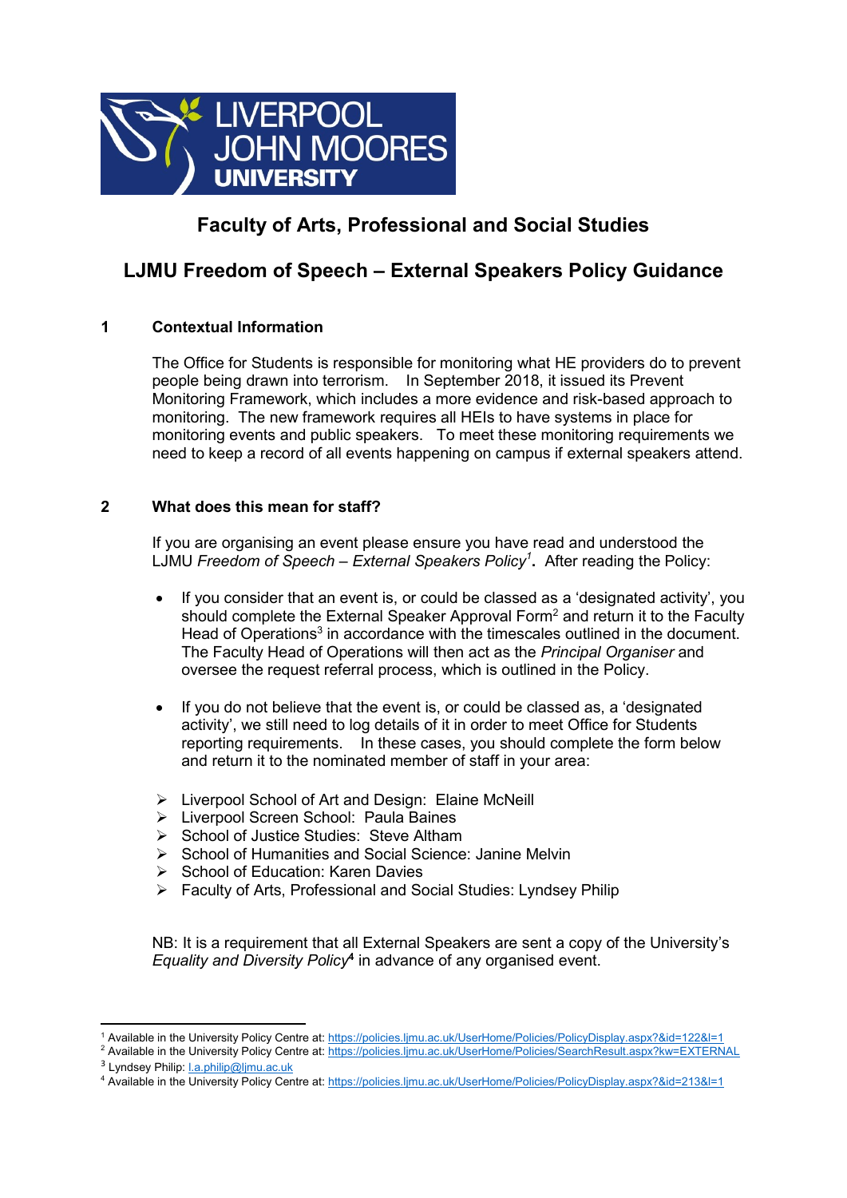LIVERPOOL JOHN MOORES UNIVERSITY

# Faculty of Arts, Professional and Social Studies

# LJMU Freedom of Speech – External Speakers Policy Guidance

## 1 Contextual Information

The Office for Students is responsible for monitoring what HE providers do to prevent people being drawn into terrorism. In September 2018, it issued its Prevent Monitoring Framework, which includes a more evidence and risk-based approach to monitoring. The new framework requires all HEIs to have systems in place for monitoring events and public speakers. To meet these monitoring requirements we need to keep a record of all events happening on campus if external speakers attend.

## 2 What does this mean for staff?

If you are organising an event please ensure you have read and understood the LJMU *Freedom of Speech – External Speakers Policy*[1]**.** After reading the Policy:

- If you consider that an event is, or could be classed as a 'designated activity', you should complete the External Speaker Approval Form[2] and return it to the Faculty Head of Operations[3] in accordance with the timescales outlined in the document. The Faculty Head of Operations will then act as the *Principal Organiser* and oversee the request referral process, which is outlined in the Policy.

- If you do not believe that the event is, or could be classed as, a 'designated activity', we still need to log details of it in order to meet Office for Students reporting requirements. In these cases, you should complete the form below and return it to the nominated member of staff in your area:

➢ Liverpool School of Art and Design: Elaine McNeill
➢ Liverpool Screen School: Paula Baines
➢ School of Justice Studies: Steve Altham
➢ School of Humanities and Social Science: Janine Melvin
➢ School of Education: Karen Davies
➢ Faculty of Arts, Professional and Social Studies: Lyndsey Philip

NB: It is a requirement that all External Speakers are sent a copy of the University's *Equality and Diversity Policy*[4] in advance of any organised event.

---

[1] Available in the University Policy Centre at: https://policies.ljmu.ac.uk/UserHome/Policies/PolicyDisplay.aspx?&id=122&l=1
[2] Available in the University Policy Centre at: https://policies.ljmu.ac.uk/UserHome/Policies/SearchResult.aspx?kw=EXTERNAL
[3] Lyndsey Philip: l.a.philip@ljmu.ac.uk
[4] Available in the University Policy Centre at: https://policies.ljmu.ac.uk/UserHome/Policies/PolicyDisplay.aspx?&id=213&l=1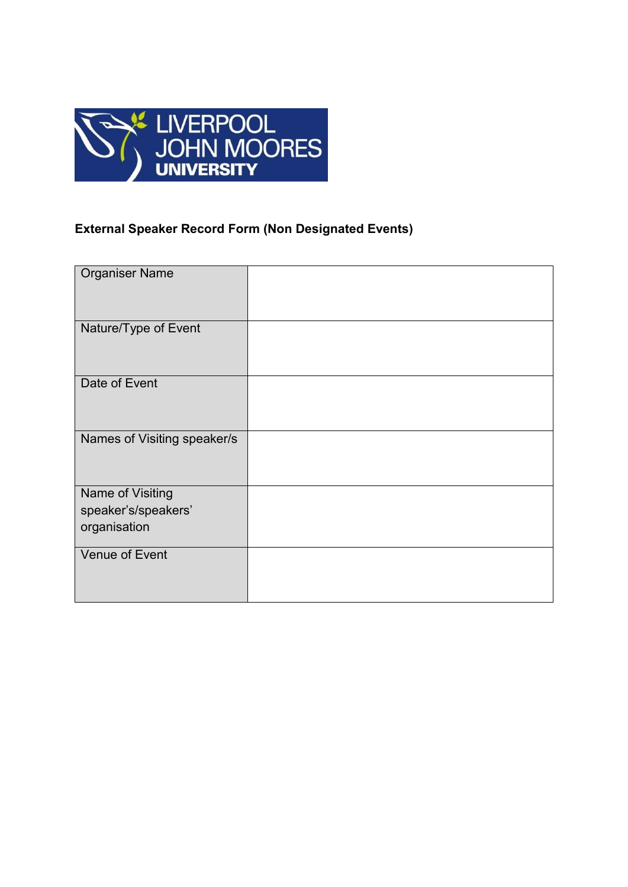**External Speaker Record Form (Non Designated Events)**

| | |
|---|---|
| Organiser Name | |
| Nature/Type of Event | |
| Date of Event | |
| Names of Visiting speaker/s | |
| Name of Visiting speaker's/speakers' organisation | |
| Venue of Event | |